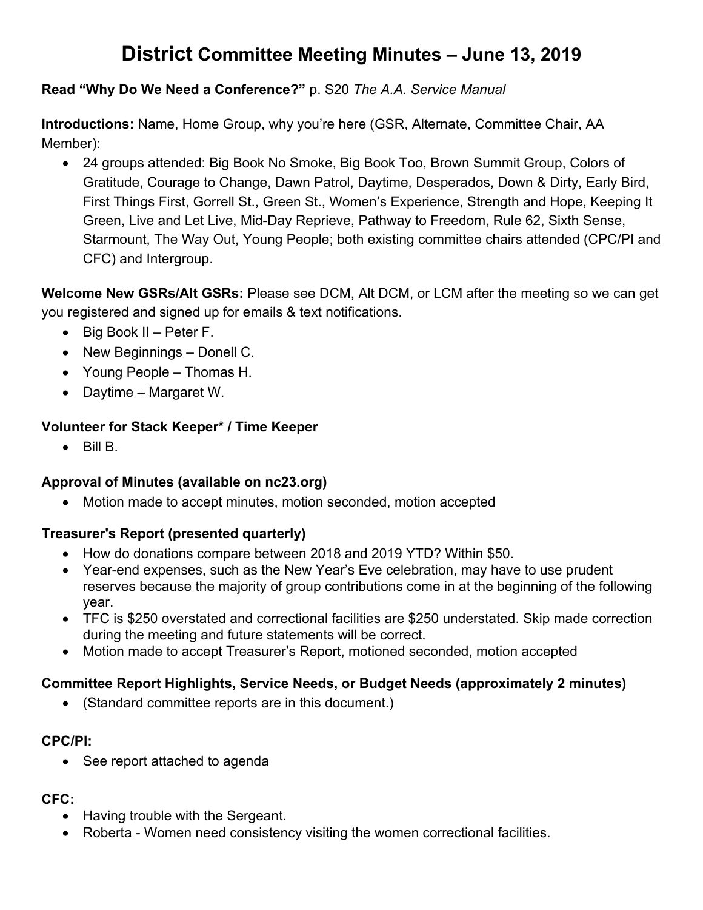# District Committee Meeting Minutes – June 13, 2019

**Read "Why Do We Need a Conference?"** p. S20 *The A.A. Service Manual*

**Introductions:** Name, Home Group, why you're here (GSR, Alternate, Committee Chair, AA Member):

- 24 groups attended: Big Book No Smoke, Big Book Too, Brown Summit Group, Colors of Gratitude, Courage to Change, Dawn Patrol, Daytime, Desperados, Down & Dirty, Early Bird, First Things First, Gorrell St., Green St., Women's Experience, Strength and Hope, Keeping It Green, Live and Let Live, Mid-Day Reprieve, Pathway to Freedom, Rule 62, Sixth Sense, Starmount, The Way Out, Young People; both existing committee chairs attended (CPC/PI and CFC) and Intergroup.

**Welcome New GSRs/Alt GSRs:** Please see DCM, Alt DCM, or LCM after the meeting so we can get you registered and signed up for emails & text notifications.

- Big Book II – Peter F.
- New Beginnings – Donell C.
- Young People – Thomas H.
- Daytime – Margaret W.

### Volunteer for Stack Keeper* / Time Keeper

- Bill B.

### Approval of Minutes (available on nc23.org)

- Motion made to accept minutes, motion seconded, motion accepted

### Treasurer's Report (presented quarterly)

- How do donations compare between 2018 and 2019 YTD? Within $50.
- Year-end expenses, such as the New Year's Eve celebration, may have to use prudent reserves because the majority of group contributions come in at the beginning of the following year.
- TFC is $250 overstated and correctional facilities are $250 understated. Skip made correction during the meeting and future statements will be correct.
- Motion made to accept Treasurer's Report, motioned seconded, motion accepted

### Committee Report Highlights, Service Needs, or Budget Needs (approximately 2 minutes)

- (Standard committee reports are in this document.)

### CPC/PI:

- See report attached to agenda

### CFC:

- Having trouble with the Sergeant.
- Roberta - Women need consistency visiting the women correctional facilities.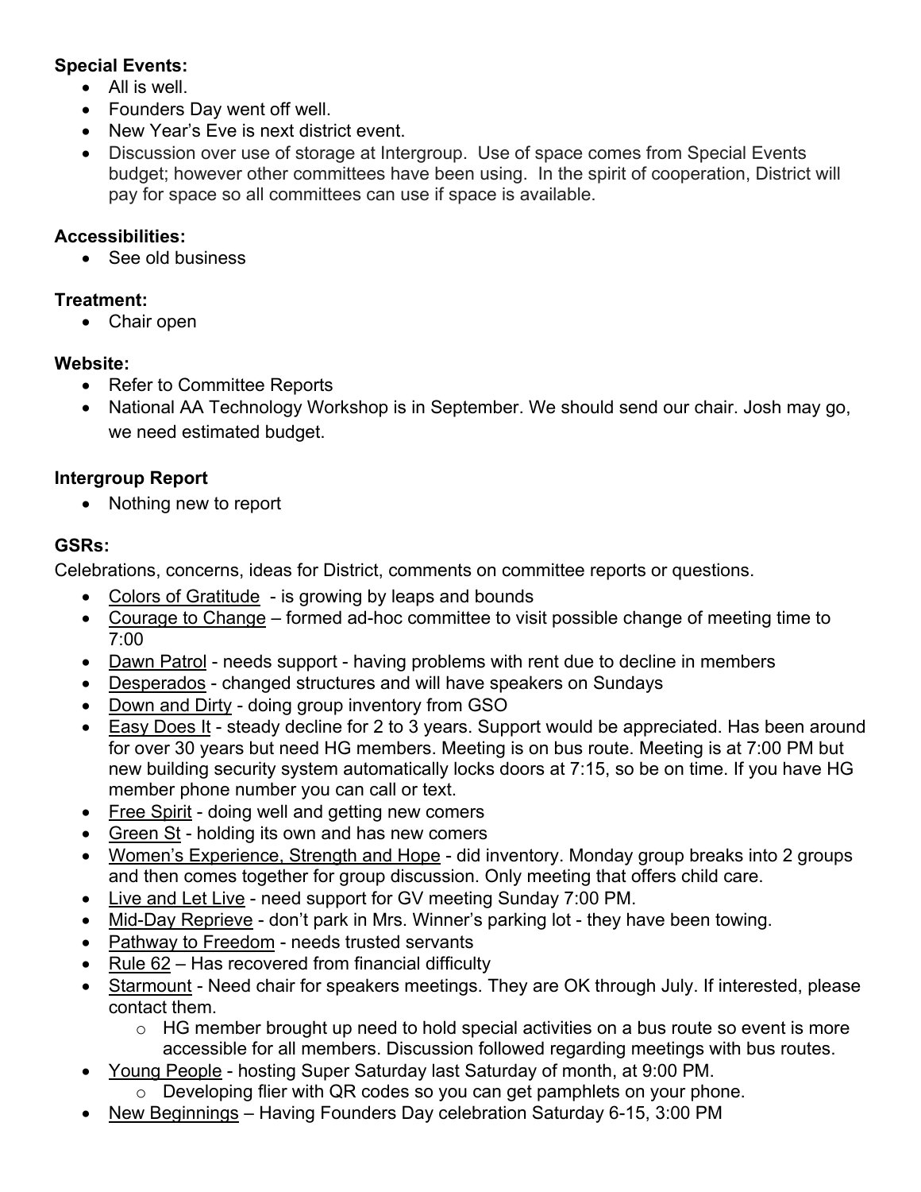**Special Events:**

- All is well.
- Founders Day went off well.
- New Year's Eve is next district event.
- Discussion over use of storage at Intergroup. Use of space comes from Special Events budget; however other committees have been using. In the spirit of cooperation, District will pay for space so all committees can use if space is available.

**Accessibilities:**

- See old business

**Treatment:**

- Chair open

**Website:**

- Refer to Committee Reports
- National AA Technology Workshop is in September. We should send our chair. Josh may go, we need estimated budget.

**Intergroup Report**

- Nothing new to report

**GSRs:**

Celebrations, concerns, ideas for District, comments on committee reports or questions.

- <u>Colors of Gratitude</u> - is growing by leaps and bounds
- <u>Courage to Change</u> – formed ad-hoc committee to visit possible change of meeting time to 7:00
- <u>Dawn Patrol</u> - needs support - having problems with rent due to decline in members
- <u>Desperados</u> - changed structures and will have speakers on Sundays
- <u>Down and Dirty</u> - doing group inventory from GSO
- <u>Easy Does It</u> - steady decline for 2 to 3 years. Support would be appreciated. Has been around for over 30 years but need HG members. Meeting is on bus route. Meeting is at 7:00 PM but new building security system automatically locks doors at 7:15, so be on time. If you have HG member phone number you can call or text.
- <u>Free Spirit</u> - doing well and getting new comers
- <u>Green St</u> - holding its own and has new comers
- <u>Women's Experience, Strength and Hope</u> - did inventory. Monday group breaks into 2 groups and then comes together for group discussion. Only meeting that offers child care.
- <u>Live and Let Live</u> - need support for GV meeting Sunday 7:00 PM.
- <u>Mid-Day Reprieve</u> - don't park in Mrs. Winner's parking lot - they have been towing.
- <u>Pathway to Freedom</u> - needs trusted servants
- <u>Rule 62</u> – Has recovered from financial difficulty
- <u>Starmount</u> - Need chair for speakers meetings. They are OK through July. If interested, please contact them.
  - HG member brought up need to hold special activities on a bus route so event is more accessible for all members. Discussion followed regarding meetings with bus routes.
- <u>Young People</u> - hosting Super Saturday last Saturday of month, at 9:00 PM.
  - Developing flier with QR codes so you can get pamphlets on your phone.
- <u>New Beginnings</u> – Having Founders Day celebration Saturday 6-15, 3:00 PM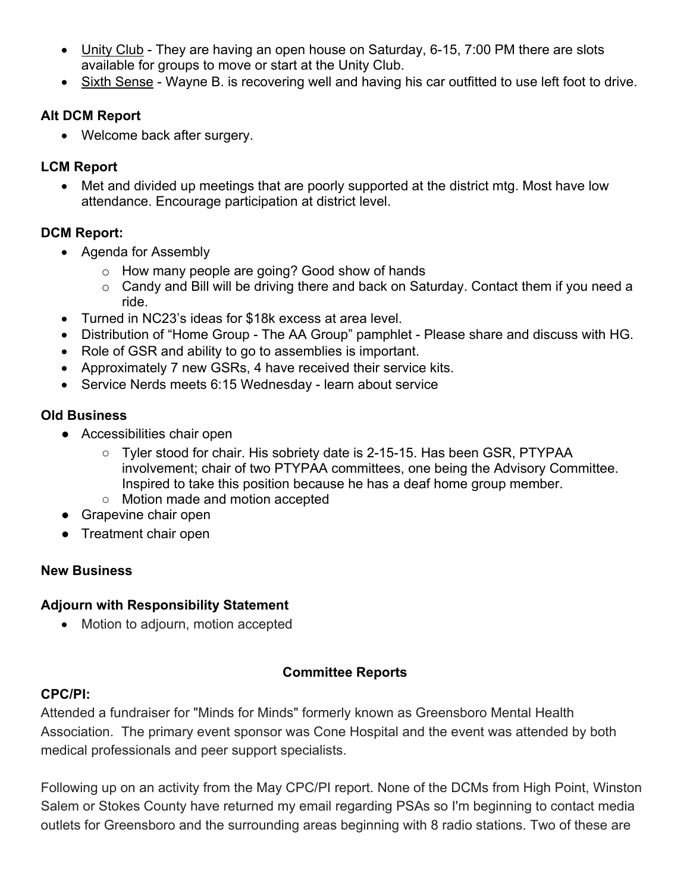- Unity Club - They are having an open house on Saturday, 6-15, 7:00 PM there are slots available for groups to move or start at the Unity Club.
- Sixth Sense - Wayne B. is recovering well and having his car outfitted to use left foot to drive.

**Alt DCM Report**

- Welcome back after surgery.

**LCM Report**

- Met and divided up meetings that are poorly supported at the district mtg. Most have low attendance. Encourage participation at district level.

**DCM Report:**

- Agenda for Assembly
  - How many people are going? Good show of hands
  - Candy and Bill will be driving there and back on Saturday. Contact them if you need a ride.
- Turned in NC23's ideas for $18k excess at area level.
- Distribution of "Home Group - The AA Group" pamphlet - Please share and discuss with HG.
- Role of GSR and ability to go to assemblies is important.
- Approximately 7 new GSRs, 4 have received their service kits.
- Service Nerds meets 6:15 Wednesday - learn about service

**Old Business**

- Accessibilities chair open
  - Tyler stood for chair. His sobriety date is 2-15-15. Has been GSR, PTYPAA involvement; chair of two PTYPAA committees, one being the Advisory Committee. Inspired to take this position because he has a deaf home group member.
  - Motion made and motion accepted
- Grapevine chair open
- Treatment chair open

**New Business**

**Adjourn with Responsibility Statement**

- Motion to adjourn, motion accepted

**Committee Reports**

**CPC/PI:**

Attended a fundraiser for "Minds for Minds" formerly known as Greensboro Mental Health Association. The primary event sponsor was Cone Hospital and the event was attended by both medical professionals and peer support specialists.

Following up on an activity from the May CPC/PI report. None of the DCMs from High Point, Winston Salem or Stokes County have returned my email regarding PSAs so I'm beginning to contact media outlets for Greensboro and the surrounding areas beginning with 8 radio stations. Two of these are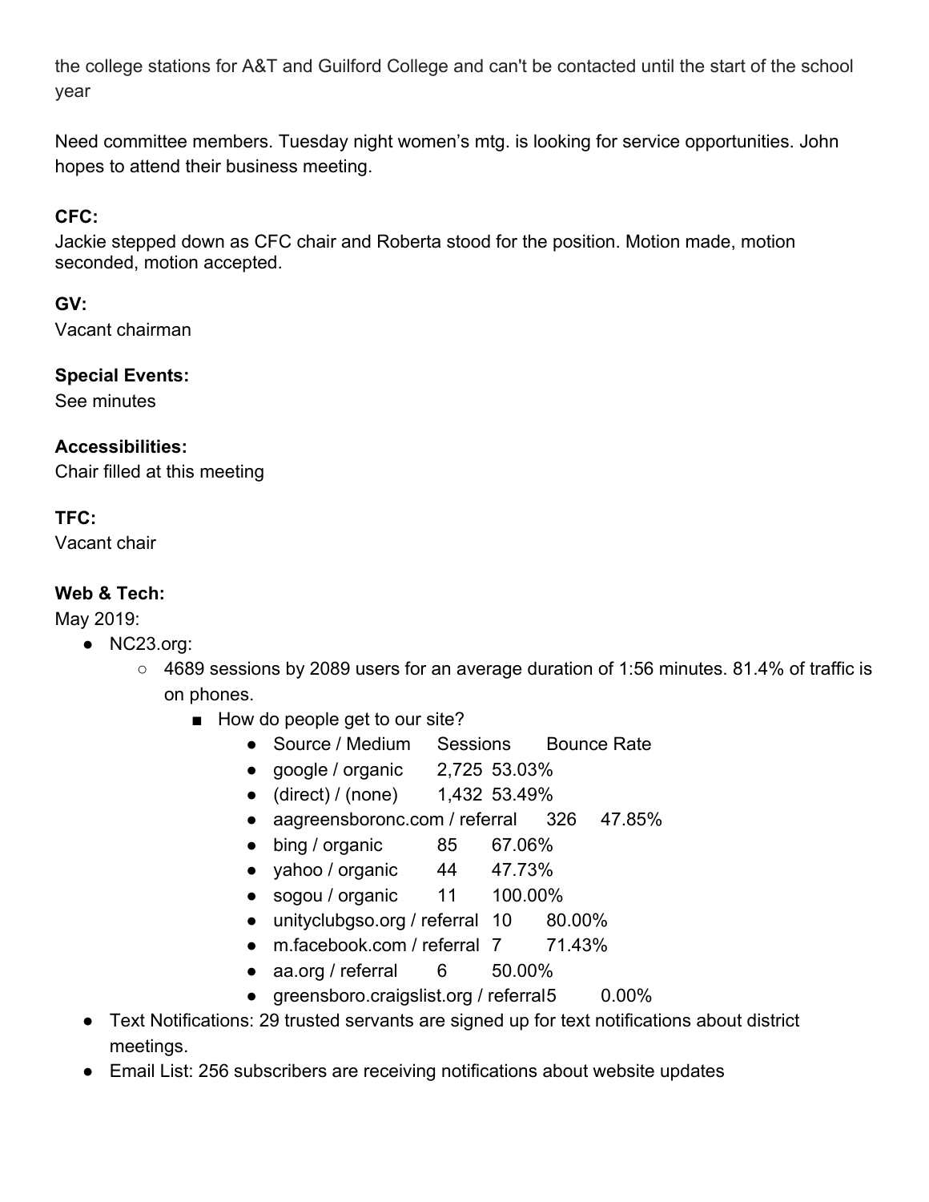the college stations for A&T and Guilford College and can't be contacted until the start of the school year

Need committee members. Tuesday night women's mtg. is looking for service opportunities. John hopes to attend their business meeting.

**CFC:**
Jackie stepped down as CFC chair and Roberta stood for the position. Motion made, motion seconded, motion accepted.

**GV:**
Vacant chairman

**Special Events:**
See minutes

**Accessibilities:**
Chair filled at this meeting

**TFC:**
Vacant chair

**Web & Tech:**
May 2019:

- NC23.org:
    - 4689 sessions by 2089 users for an average duration of 1:56 minutes. 81.4% of traffic is on phones.
        - How do people get to our site?
            - Source / Medium   Sessions   Bounce Rate
            - google / organic   2,725   53.03%
            - (direct) / (none)   1,432   53.49%
            - aagreensboronc.com / referral   326   47.85%
            - bing / organic   85   67.06%
            - yahoo / organic   44   47.73%
            - sogou / organic   11   100.00%
            - unityclubgso.org / referral   10   80.00%
            - m.facebook.com / referral   7   71.43%
            - aa.org / referral   6   50.00%
            - greensboro.craigslist.org / referral5   0.00%
- Text Notifications: 29 trusted servants are signed up for text notifications about district meetings.
- Email List: 256 subscribers are receiving notifications about website updates